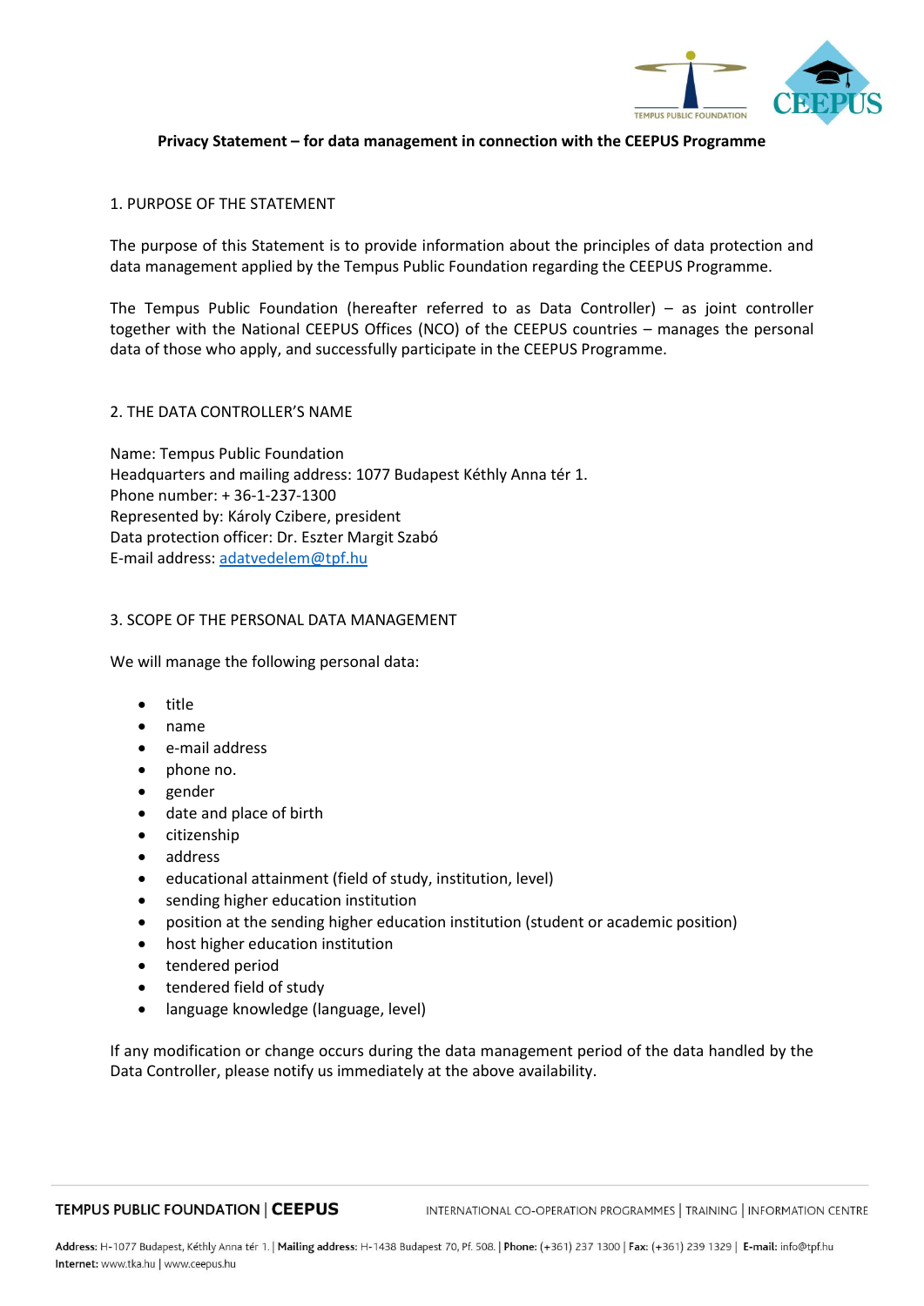**Privacy Statement – for data management in connection with the CEEPUS Programme**

## 1. PURPOSE OF THE STATEMENT

The purpose of this Statement is to provide information about the principles of data protection and data management applied by the Tempus Public Foundation regarding the CEEPUS Programme.

The Tempus Public Foundation (hereafter referred to as Data Controller) – as joint controller together with the National CEEPUS Offices (NCO) of the CEEPUS countries – manages the personal data of those who apply, and successfully participate in the CEEPUS Programme.

## 2. THE DATA CONTROLLER'S NAME

Name: Tempus Public Foundation
Headquarters and mailing address: 1077 Budapest Kéthly Anna tér 1.
Phone number: + 36-1-237-1300
Represented by: Károly Czibere, president
Data protection officer: Dr. Eszter Margit Szabó
E-mail address: adatvedelem@tpf.hu

## 3. SCOPE OF THE PERSONAL DATA MANAGEMENT

We will manage the following personal data:

- title
- name
- e-mail address
- phone no.
- gender
- date and place of birth
- citizenship
- address
- educational attainment (field of study, institution, level)
- sending higher education institution
- position at the sending higher education institution (student or academic position)
- host higher education institution
- tendered period
- tendered field of study
- language knowledge (language, level)

If any modification or change occurs during the data management period of the data handled by the Data Controller, please notify us immediately at the above availability.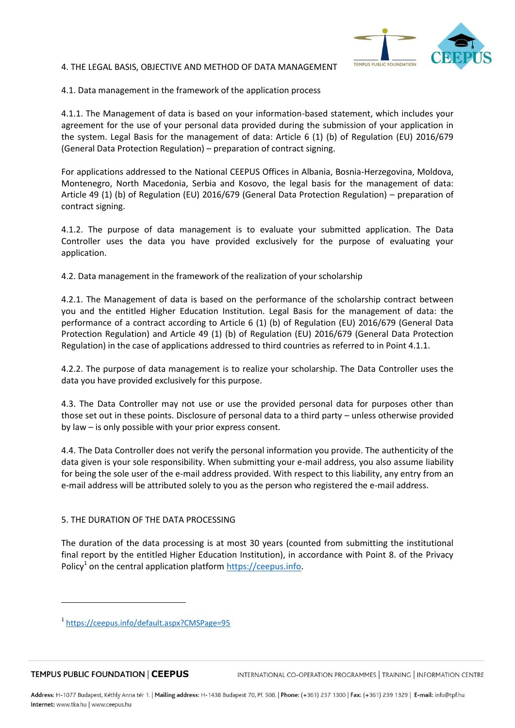## 4. THE LEGAL BASIS, OBJECTIVE AND METHOD OF DATA MANAGEMENT

### 4.1. Data management in the framework of the application process

4.1.1. The Management of data is based on your information-based statement, which includes your agreement for the use of your personal data provided during the submission of your application in the system. Legal Basis for the management of data: Article 6 (1) (b) of Regulation (EU) 2016/679 (General Data Protection Regulation) – preparation of contract signing.

For applications addressed to the National CEEPUS Offices in Albania, Bosnia-Herzegovina, Moldova, Montenegro, North Macedonia, Serbia and Kosovo, the legal basis for the management of data: Article 49 (1) (b) of Regulation (EU) 2016/679 (General Data Protection Regulation) – preparation of contract signing.

4.1.2. The purpose of data management is to evaluate your submitted application. The Data Controller uses the data you have provided exclusively for the purpose of evaluating your application.

### 4.2. Data management in the framework of the realization of your scholarship

4.2.1. The Management of data is based on the performance of the scholarship contract between you and the entitled Higher Education Institution. Legal Basis for the management of data: the performance of a contract according to Article 6 (1) (b) of Regulation (EU) 2016/679 (General Data Protection Regulation) and Article 49 (1) (b) of Regulation (EU) 2016/679 (General Data Protection Regulation) in the case of applications addressed to third countries as referred to in Point 4.1.1.

4.2.2. The purpose of data management is to realize your scholarship. The Data Controller uses the data you have provided exclusively for this purpose.

4.3. The Data Controller may not use or use the provided personal data for purposes other than those set out in these points. Disclosure of personal data to a third party – unless otherwise provided by law – is only possible with your prior express consent.

4.4. The Data Controller does not verify the personal information you provide. The authenticity of the data given is your sole responsibility. When submitting your e-mail address, you also assume liability for being the sole user of the e-mail address provided. With respect to this liability, any entry from an e-mail address will be attributed solely to you as the person who registered the e-mail address.

## 5. THE DURATION OF THE DATA PROCESSING

The duration of the data processing is at most 30 years (counted from submitting the institutional final report by the entitled Higher Education Institution), in accordance with Point 8. of the Privacy Policy[1] on the central application platform https://ceepus.info.

---

[1] https://ceepus.info/default.aspx?CMSPage=95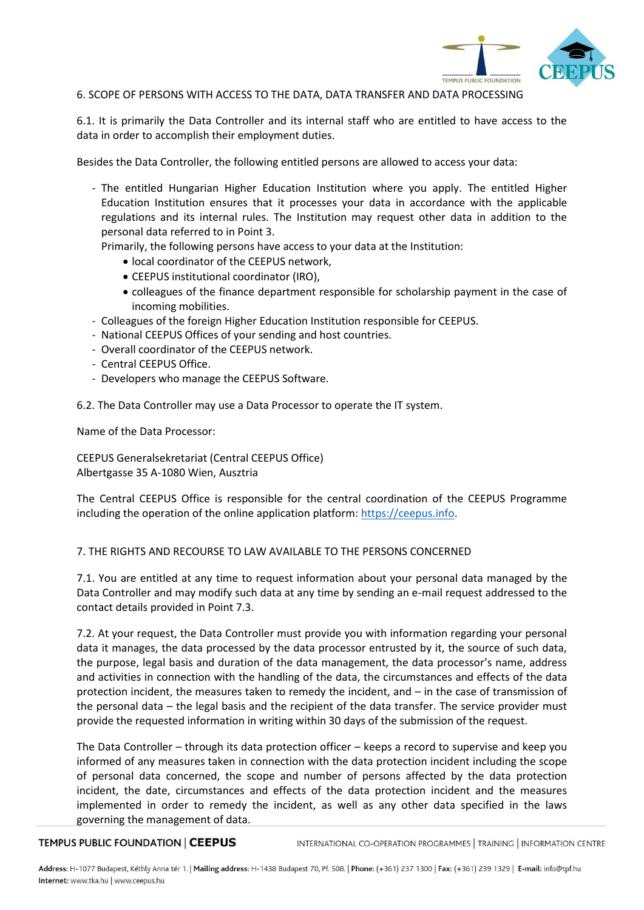## 6. SCOPE OF PERSONS WITH ACCESS TO THE DATA, DATA TRANSFER AND DATA PROCESSING

6.1. It is primarily the Data Controller and its internal staff who are entitled to have access to the data in order to accomplish their employment duties.

Besides the Data Controller, the following entitled persons are allowed to access your data:

- The entitled Hungarian Higher Education Institution where you apply. The entitled Higher Education Institution ensures that it processes your data in accordance with the applicable regulations and its internal rules. The Institution may request other data in addition to the personal data referred to in Point 3.
  Primarily, the following persons have access to your data at the Institution:
  - local coordinator of the CEEPUS network,
  - CEEPUS institutional coordinator (IRO),
  - colleagues of the finance department responsible for scholarship payment in the case of incoming mobilities.
- Colleagues of the foreign Higher Education Institution responsible for CEEPUS.
- National CEEPUS Offices of your sending and host countries.
- Overall coordinator of the CEEPUS network.
- Central CEEPUS Office.
- Developers who manage the CEEPUS Software.

6.2. The Data Controller may use a Data Processor to operate the IT system.

Name of the Data Processor:

CEEPUS Generalsekretariat (Central CEEPUS Office)
Albertgasse 35 A-1080 Wien, Ausztria

The Central CEEPUS Office is responsible for the central coordination of the CEEPUS Programme including the operation of the online application platform: https://ceepus.info.

## 7. THE RIGHTS AND RECOURSE TO LAW AVAILABLE TO THE PERSONS CONCERNED

7.1. You are entitled at any time to request information about your personal data managed by the Data Controller and may modify such data at any time by sending an e-mail request addressed to the contact details provided in Point 7.3.

7.2. At your request, the Data Controller must provide you with information regarding your personal data it manages, the data processed by the data processor entrusted by it, the source of such data, the purpose, legal basis and duration of the data management, the data processor's name, address and activities in connection with the handling of the data, the circumstances and effects of the data protection incident, the measures taken to remedy the incident, and – in the case of transmission of the personal data – the legal basis and the recipient of the data transfer. The service provider must provide the requested information in writing within 30 days of the submission of the request.

The Data Controller – through its data protection officer – keeps a record to supervise and keep you informed of any measures taken in connection with the data protection incident including the scope of personal data concerned, the scope and number of persons affected by the data protection incident, the date, circumstances and effects of the data protection incident and the measures implemented in order to remedy the incident, as well as any other data specified in the laws governing the management of data.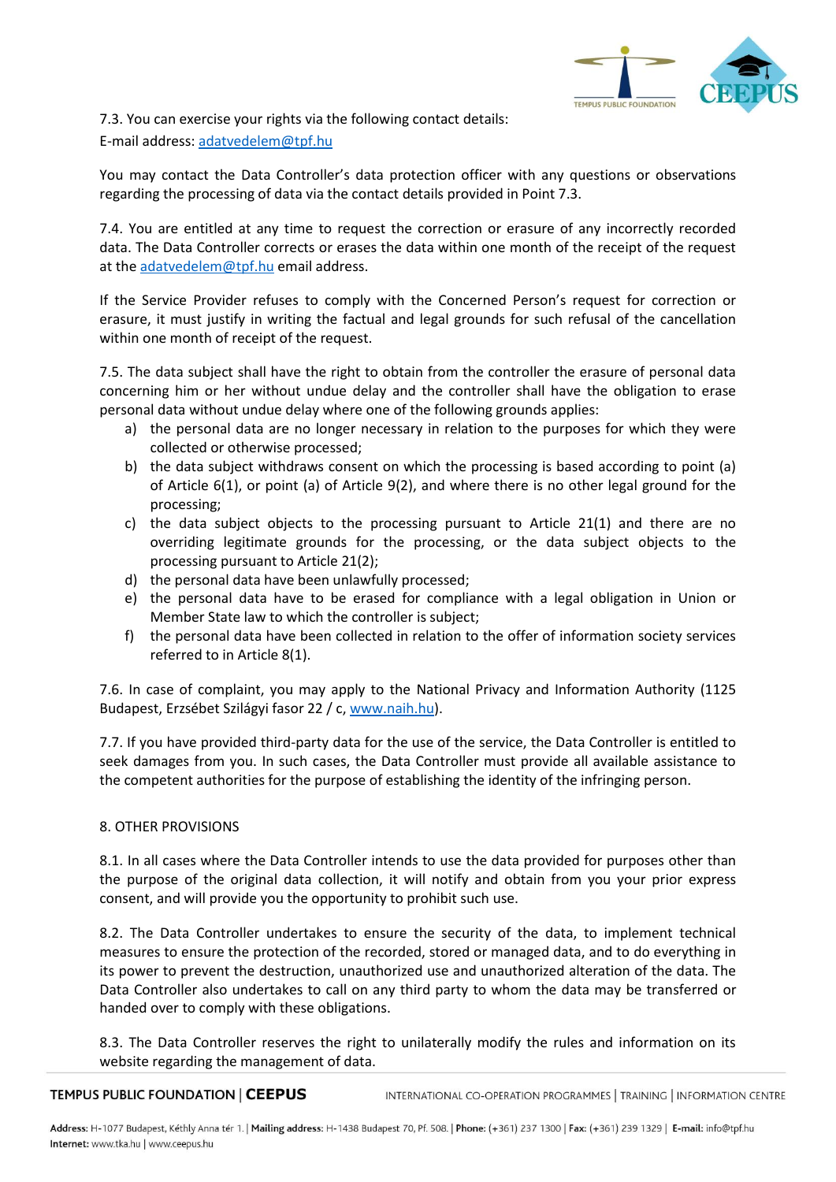7.3. You can exercise your rights via the following contact details:
E-mail address: adatvedelem@tpf.hu

You may contact the Data Controller's data protection officer with any questions or observations regarding the processing of data via the contact details provided in Point 7.3.

7.4. You are entitled at any time to request the correction or erasure of any incorrectly recorded data. The Data Controller corrects or erases the data within one month of the receipt of the request at the adatvedelem@tpf.hu email address.

If the Service Provider refuses to comply with the Concerned Person's request for correction or erasure, it must justify in writing the factual and legal grounds for such refusal of the cancellation within one month of receipt of the request.

7.5. The data subject shall have the right to obtain from the controller the erasure of personal data concerning him or her without undue delay and the controller shall have the obligation to erase personal data without undue delay where one of the following grounds applies:

a) the personal data are no longer necessary in relation to the purposes for which they were collected or otherwise processed;
b) the data subject withdraws consent on which the processing is based according to point (a) of Article 6(1), or point (a) of Article 9(2), and where there is no other legal ground for the processing;
c) the data subject objects to the processing pursuant to Article 21(1) and there are no overriding legitimate grounds for the processing, or the data subject objects to the processing pursuant to Article 21(2);
d) the personal data have been unlawfully processed;
e) the personal data have to be erased for compliance with a legal obligation in Union or Member State law to which the controller is subject;
f) the personal data have been collected in relation to the offer of information society services referred to in Article 8(1).

7.6. In case of complaint, you may apply to the National Privacy and Information Authority (1125 Budapest, Erzsébet Szilágyi fasor 22 / c, www.naih.hu).

7.7. If you have provided third-party data for the use of the service, the Data Controller is entitled to seek damages from you. In such cases, the Data Controller must provide all available assistance to the competent authorities for the purpose of establishing the identity of the infringing person.

## 8. OTHER PROVISIONS

8.1. In all cases where the Data Controller intends to use the data provided for purposes other than the purpose of the original data collection, it will notify and obtain from you your prior express consent, and will provide you the opportunity to prohibit such use.

8.2. The Data Controller undertakes to ensure the security of the data, to implement technical measures to ensure the protection of the recorded, stored or managed data, and to do everything in its power to prevent the destruction, unauthorized use and unauthorized alteration of the data. The Data Controller also undertakes to call on any third party to whom the data may be transferred or handed over to comply with these obligations.

8.3. The Data Controller reserves the right to unilaterally modify the rules and information on its website regarding the management of data.